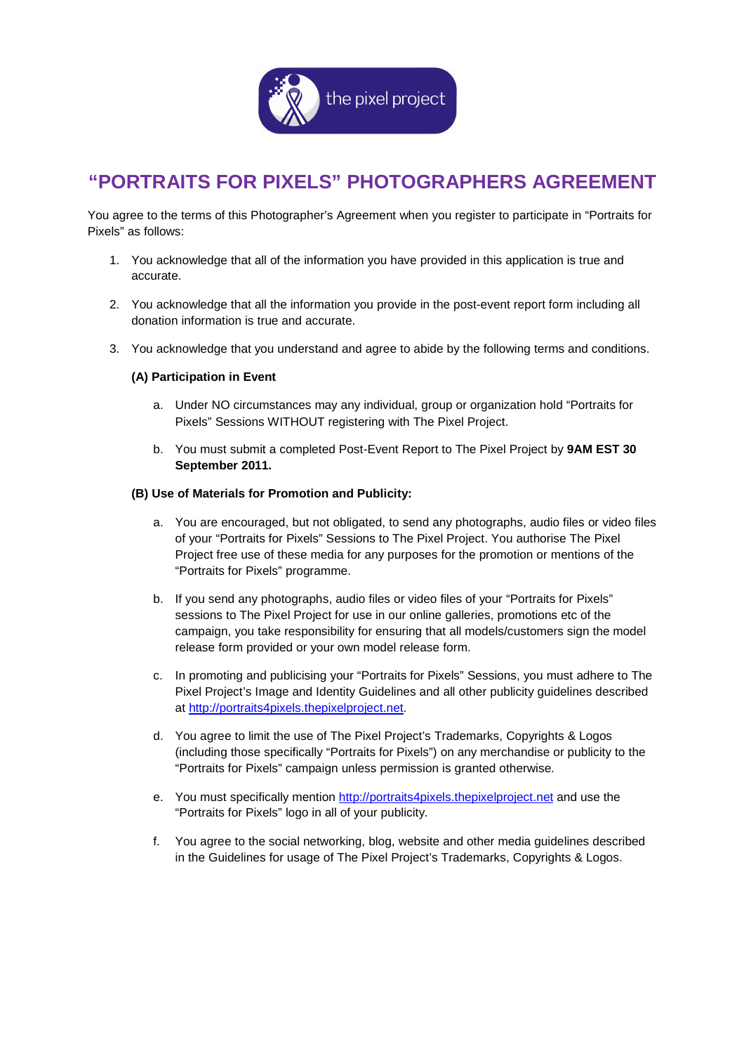# “PORTRAITS FOR PIXELS” PHOTOGRAPHERS AGREEMENT

You agree to the terms of this Photographer’s Agreement when you register to participate in “Portraits for Pixels” as follows:

1. You acknowledge that all of the information you have provided in this application is true and accurate.

2. You acknowledge that all the information you provide in the post-event report form including all donation information is true and accurate.

3. You acknowledge that you understand and agree to abide by the following terms and conditions.

   **(A) Participation in Event**

   a. Under NO circumstances may any individual, group or organization hold “Portraits for Pixels” Sessions WITHOUT registering with The Pixel Project.

   b. You must submit a completed Post-Event Report to The Pixel Project by **9AM EST 30 September 2011.**

   **(B) Use of Materials for Promotion and Publicity:**

   a. You are encouraged, but not obligated, to send any photographs, audio files or video files of your “Portraits for Pixels” Sessions to The Pixel Project. You authorise The Pixel Project free use of these media for any purposes for the promotion or mentions of the “Portraits for Pixels” programme.

   b. If you send any photographs, audio files or video files of your “Portraits for Pixels” sessions to The Pixel Project for use in our online galleries, promotions etc of the campaign, you take responsibility for ensuring that all models/customers sign the model release form provided or your own model release form.

   c. In promoting and publicising your “Portraits for Pixels” Sessions, you must adhere to The Pixel Project’s Image and Identity Guidelines and all other publicity guidelines described at [http://portraits4pixels.thepixelproject.net](http://portraits4pixels.thepixelproject.net).

   d. You agree to limit the use of The Pixel Project’s Trademarks, Copyrights & Logos (including those specifically “Portraits for Pixels”) on any merchandise or publicity to the “Portraits for Pixels” campaign unless permission is granted otherwise.

   e. You must specifically mention [http://portraits4pixels.thepixelproject.net](http://portraits4pixels.thepixelproject.net) and use the “Portraits for Pixels” logo in all of your publicity.

   f. You agree to the social networking, blog, website and other media guidelines described in the Guidelines for usage of The Pixel Project’s Trademarks, Copyrights & Logos.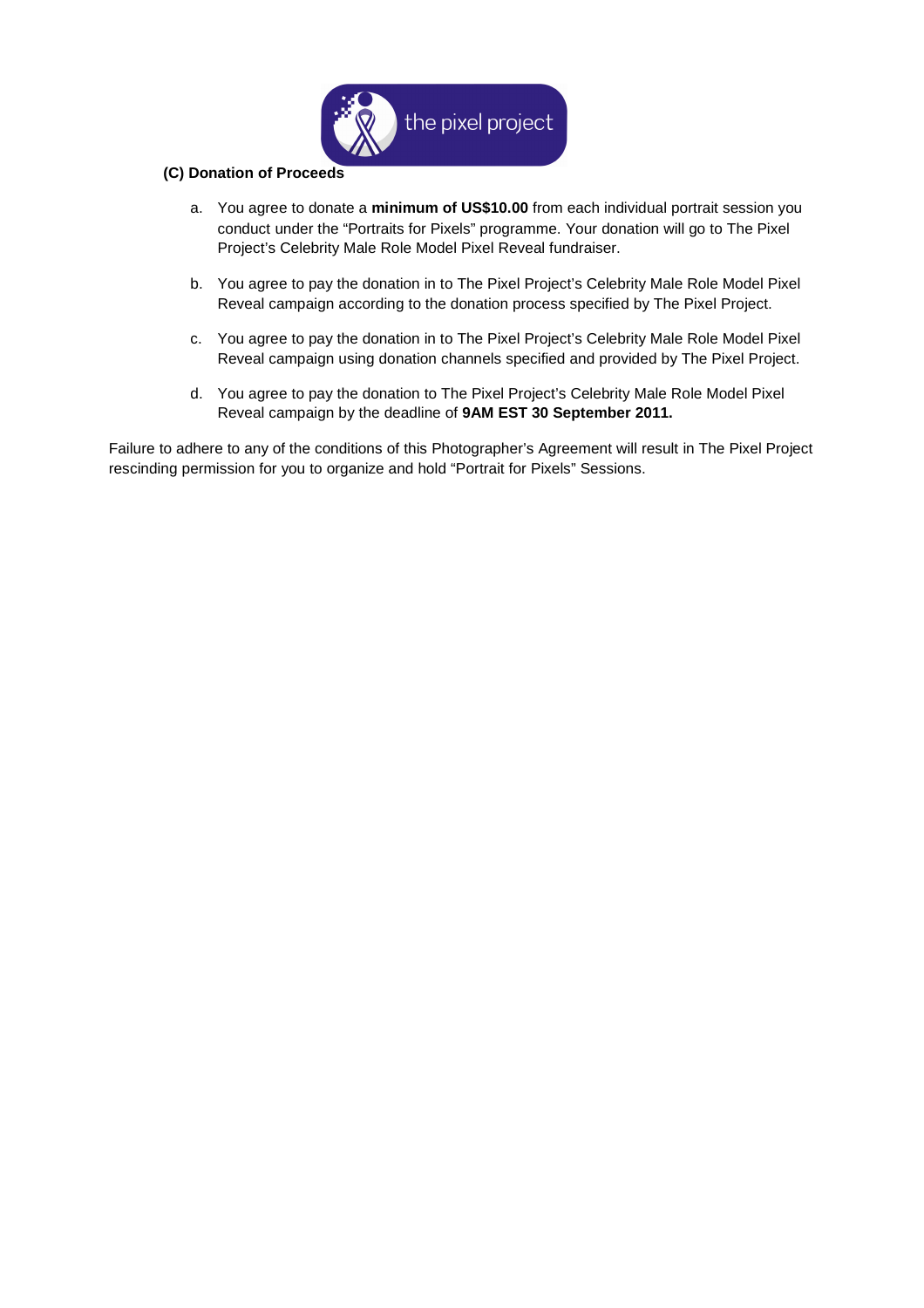### (C) Donation of Proceeds

a. You agree to donate a **minimum of US$10.00** from each individual portrait session you conduct under the "Portraits for Pixels" programme. Your donation will go to The Pixel Project's Celebrity Male Role Model Pixel Reveal fundraiser.

b. You agree to pay the donation in to The Pixel Project's Celebrity Male Role Model Pixel Reveal campaign according to the donation process specified by The Pixel Project.

c. You agree to pay the donation in to The Pixel Project's Celebrity Male Role Model Pixel Reveal campaign using donation channels specified and provided by The Pixel Project.

d. You agree to pay the donation to The Pixel Project's Celebrity Male Role Model Pixel Reveal campaign by the deadline of **9AM EST 30 September 2011.**

Failure to adhere to any of the conditions of this Photographer's Agreement will result in The Pixel Project rescinding permission for you to organize and hold "Portrait for Pixels" Sessions.